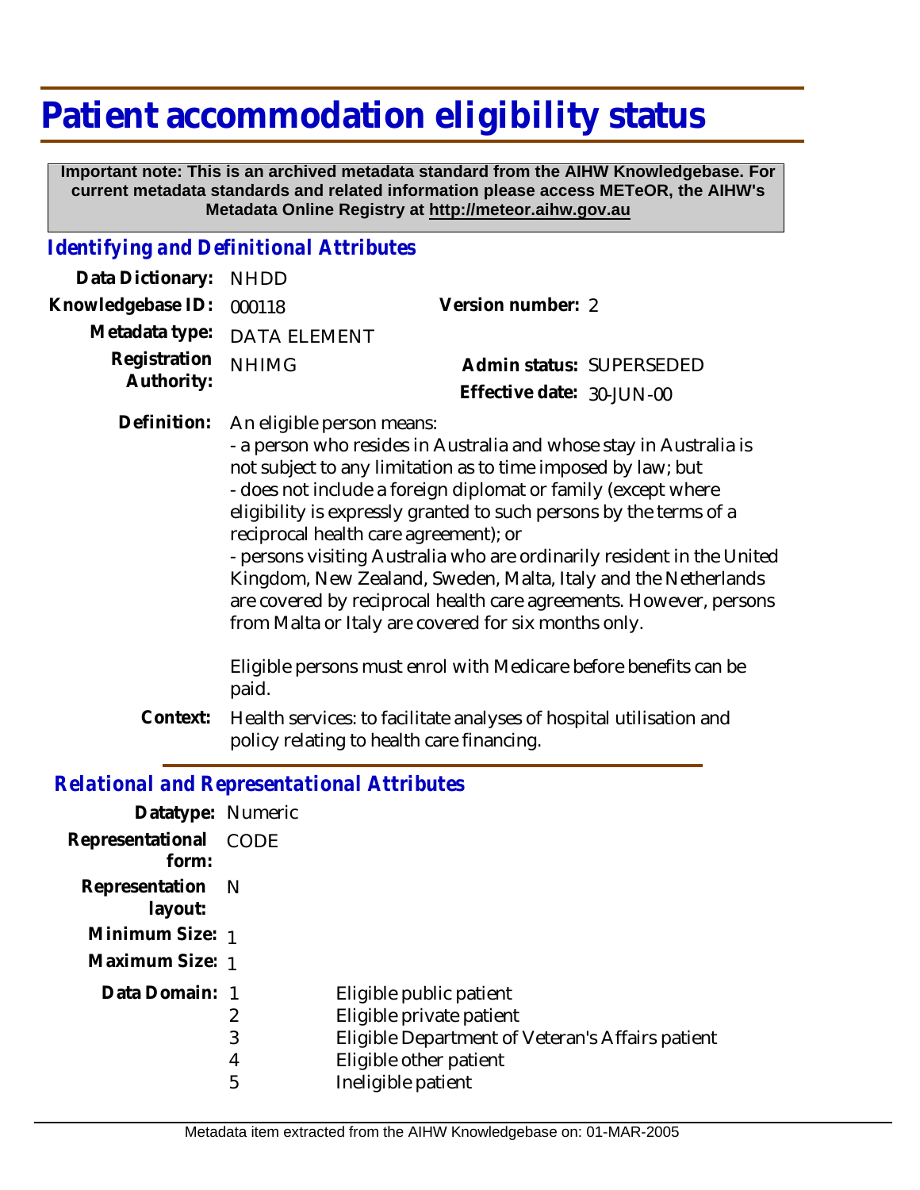# Patient accommodation eligibility status

**Important note: This is an archived metadata standard from the AIHW Knowledgebase. For current metadata standards and related information please access METeOR, the AIHW's Metadata Online Registry at http://meteor.aihw.gov.au**

## *Identifying and Definitional Attributes*

| | | | |
|---|---|---|---|
| **Data Dictionary:** | NHDD | | |
| **Knowledgebase ID:** | 000118 | **Version number:** | 2 |
| **Metadata type:** | DATA ELEMENT | | |
| **Registration Authority:** | NHIMG | **Admin status:** | SUPERSEDED |
| | | **Effective date:** | 30-JUN-00 |

**Definition:** An eligible person means:
- a person who resides in Australia and whose stay in Australia is not subject to any limitation as to time imposed by law; but
- does not include a foreign diplomat or family (except where eligibility is expressly granted to such persons by the terms of a reciprocal health care agreement); or
- persons visiting Australia who are ordinarily resident in the United Kingdom, New Zealand, Sweden, Malta, Italy and the Netherlands are covered by reciprocal health care agreements. However, persons from Malta or Italy are covered for six months only.

Eligible persons must enrol with Medicare before benefits can be paid.

**Context:** Health services: to facilitate analyses of hospital utilisation and policy relating to health care financing.

## *Relational and Representational Attributes*

**Datatype:** Numeric

**Representational form:** CODE

**Representation layout:** N

**Minimum Size:** 1

**Maximum Size:** 1

**Data Domain:**

| | |
|---|---|
| 1 | Eligible public patient |
| 2 | Eligible private patient |
| 3 | Eligible Department of Veteran's Affairs patient |
| 4 | Eligible other patient |
| 5 | Ineligible patient |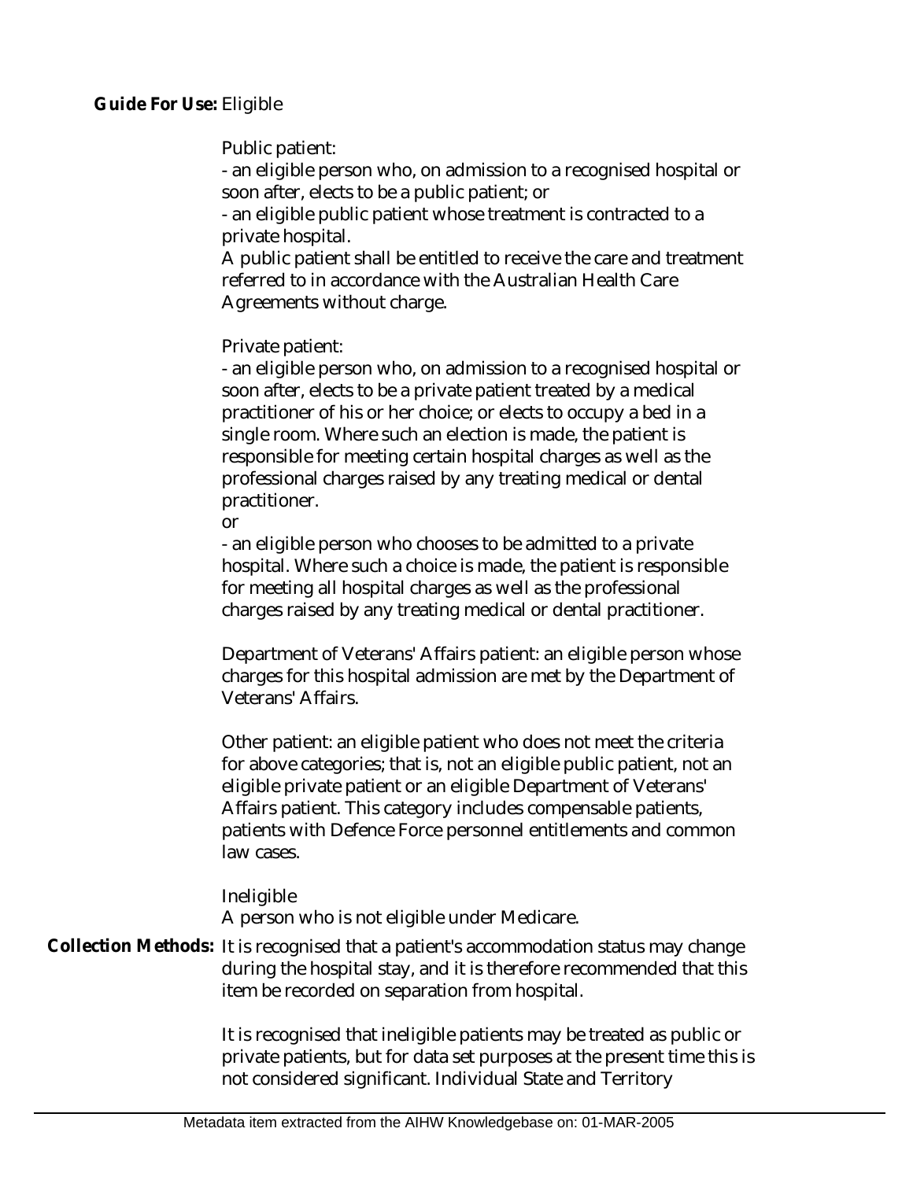**Guide For Use:** Eligible

Public patient:
- an eligible person who, on admission to a recognised hospital or soon after, elects to be a public patient; or
- an eligible public patient whose treatment is contracted to a private hospital.

A public patient shall be entitled to receive the care and treatment referred to in accordance with the Australian Health Care Agreements without charge.

Private patient:
- an eligible person who, on admission to a recognised hospital or soon after, elects to be a private patient treated by a medical practitioner of his or her choice; or elects to occupy a bed in a single room. Where such an election is made, the patient is responsible for meeting certain hospital charges as well as the professional charges raised by any treating medical or dental practitioner.

or

- an eligible person who chooses to be admitted to a private hospital. Where such a choice is made, the patient is responsible for meeting all hospital charges as well as the professional charges raised by any treating medical or dental practitioner.

Department of Veterans' Affairs patient: an eligible person whose charges for this hospital admission are met by the Department of Veterans' Affairs.

Other patient: an eligible patient who does not meet the criteria for above categories; that is, not an eligible public patient, not an eligible private patient or an eligible Department of Veterans' Affairs patient. This category includes compensable patients, patients with Defence Force personnel entitlements and common law cases.

Ineligible

A person who is not eligible under Medicare.

**Collection Methods:** It is recognised that a patient's accommodation status may change during the hospital stay, and it is therefore recommended that this item be recorded on separation from hospital.

It is recognised that ineligible patients may be treated as public or private patients, but for data set purposes at the present time this is not considered significant. Individual State and Territory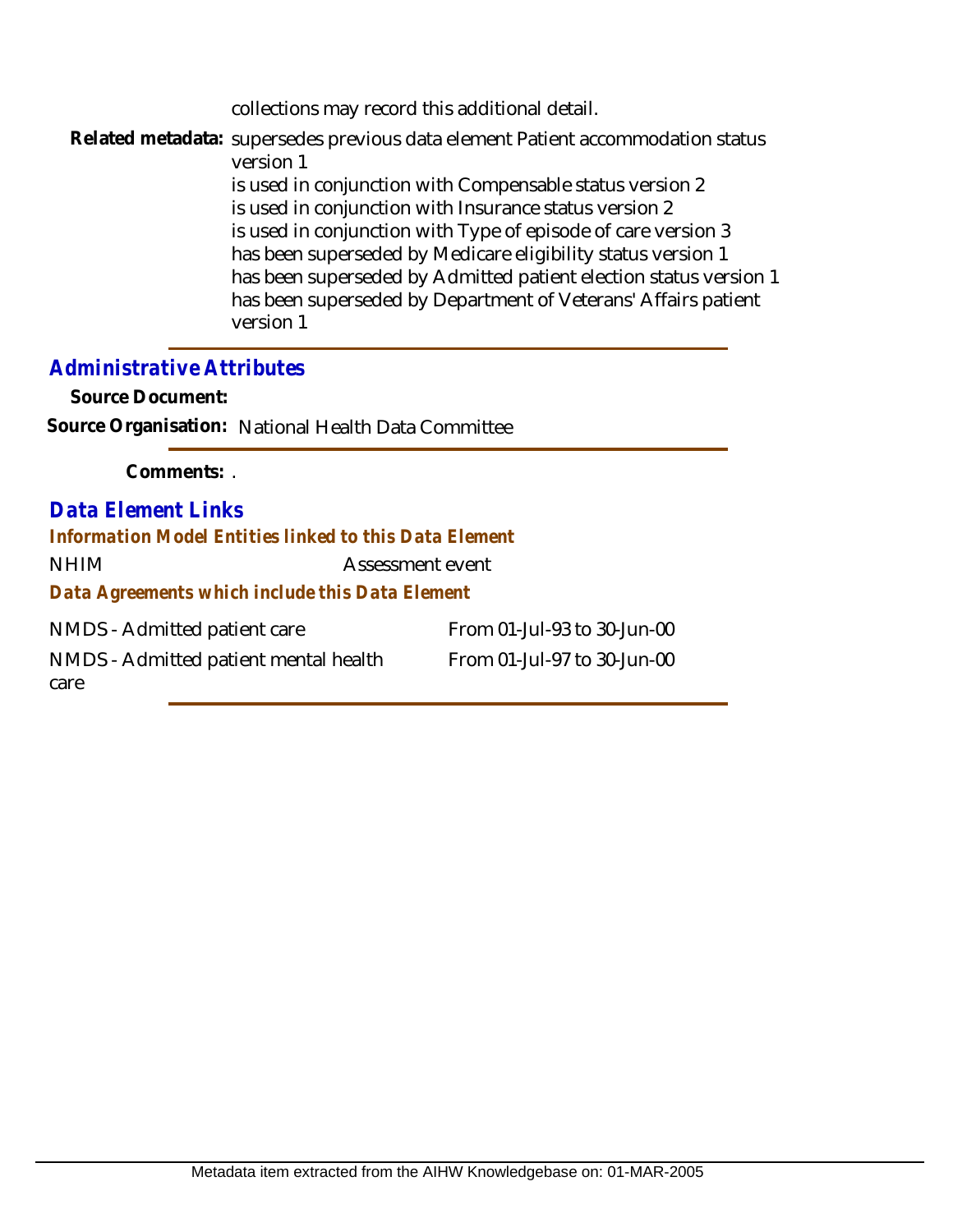collections may record this additional detail.

**Related metadata:** supersedes previous data element Patient accommodation status version 1
is used in conjunction with Compensable status version 2
is used in conjunction with Insurance status version 2
is used in conjunction with Type of episode of care version 3
has been superseded by Medicare eligibility status version 1
has been superseded by Admitted patient election status version 1
has been superseded by Department of Veterans' Affairs patient version 1

## Administrative Attributes

**Source Document:**

**Source Organisation:** National Health Data Committee

**Comments:** .

## Data Element Links

### Information Model Entities linked to this Data Element

| | |
|---|---|
| NHIM | Assessment event |

### Data Agreements which include this Data Element

| | |
|---|---|
| NMDS - Admitted patient care | From 01-Jul-93 to 30-Jun-00 |
| NMDS - Admitted patient mental health care | From 01-Jul-97 to 30-Jun-00 |

Metadata item extracted from the AIHW Knowledgebase on: 01-MAR-2005